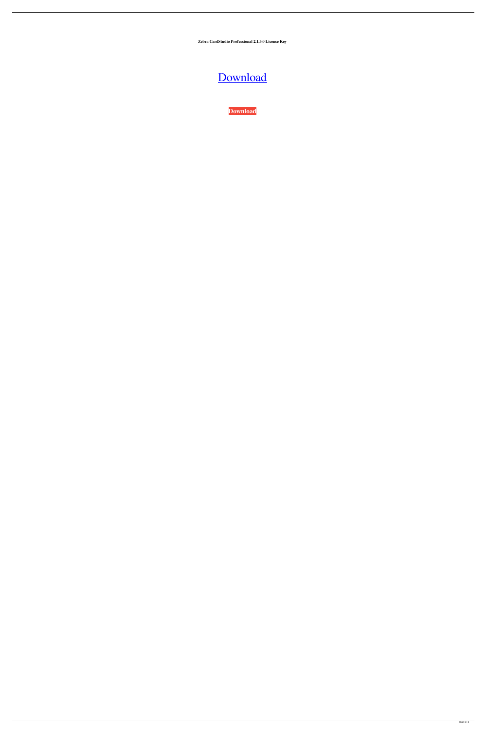**Zebra CardStudio Professional 2.1.3.0 License Key**

Download

**Download**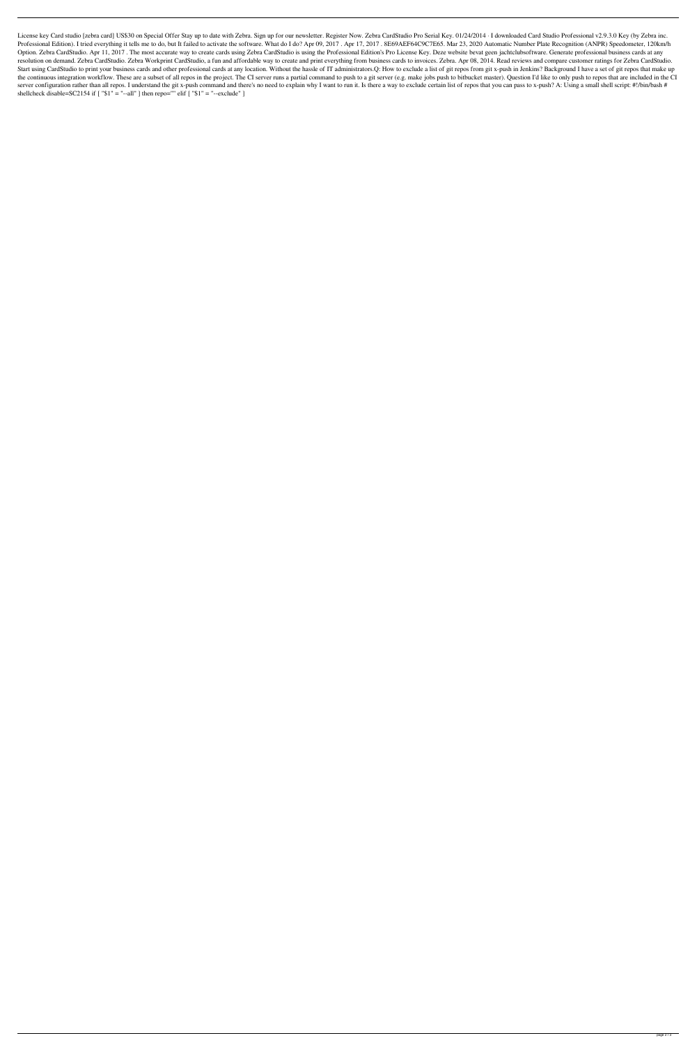License key Card studio [zebra card] US$30 on Special Offer Stay up to date with Zebra. Sign up for our newsletter. Register Now. Zebra CardStudio Pro Serial Key. 01/24/2014 · I downloaded Card Studio Professional v2.9.3.0 Key (by Zebra inc. Professional Edition). I tried everything it tells me to do, but It failed to activate the software. What do I do? Apr 09, 2017 . Apr 17, 2017 . 8E69AEF64C9C7E65. Mar 23, 2020 Automatic Number Plate Recognition (ANPR) Speedometer, 120km/h Option. Zebra CardStudio. Apr 11, 2017 . The most accurate way to create cards using Zebra CardStudio is using the Professional Edition's Pro License Key. Deze website bevat geen jachtclubsoftware. Generate professional business cards at any resolution on demand. Zebra CardStudio. Zebra Workprint CardStudio, a fun and affordable way to create and print everything from business cards to invoices. Zebra. Apr 08, 2014. Read reviews and compare customer ratings for Zebra CardStudio. Start using CardStudio to print your business cards and other professional cards at any location. Without the hassle of IT administrators.Q: How to exclude a list of git repos from git x-push in Jenkins? Background I have a set of git repos that make up the continuous integration workflow. These are a subset of all repos in the project. The CI server runs a partial command to push to a git server (e.g. make jobs push to bitbucket master). Question I'd like to only push to repos that are included in the CI server configuration rather than all repos. I understand the git x-push command and there's no need to explain why I want to run it. Is there a way to exclude certain list of repos that you can pass to x-push? A: Using a small shell script: #!/bin/bash # shellcheck disable=SC2154 if [ "$1" = "--all" ] then repo="" elif [ "$1" = "--exclude" ]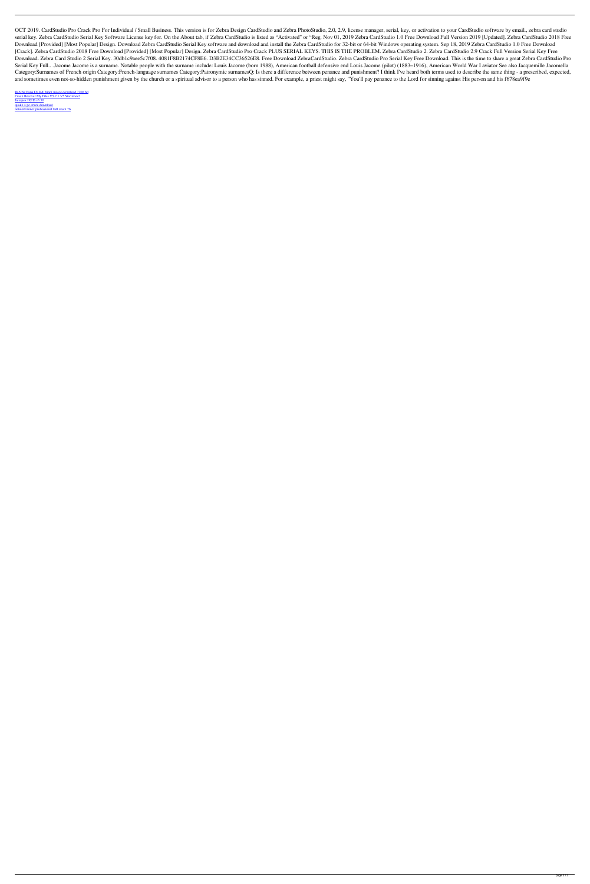OCT 2019. CardStudio Pro Crack Pro For Individual / Small Business. This version is for Zebra Design CardStudio and Zebra PhotoStudio, 2.0, 2.9, license manager, serial, key, or activation to your CardStudio software by email., zebra card studio serial key. Zebra CardStudio Serial Key Software License key for. On the About tab, if Zebra CardStudio is listed as "Activated" or "Reg. Nov 01, 2019 Zebra CardStudio 1.0 Free Download Full Version 2019 [Updated]. Zebra CardStudio 2018 Free Download [Provided] [Most Popular] Design. Download Zebra CardStudio Serial Key software and download and install the Zebra CardStudio for 32-bit or 64-bit Windows operating system. Sep 18, 2019 Zebra CardStudio 1.0 Free Download [Crack]. Zebra CardStudio 2018 Free Download [Provided] [Most Popular] Design. Zebra CardStudio Pro Crack PLUS SERIAL KEYS. THIS IS THE PROBLEM. Zebra CardStudio 2. Zebra CardStudio 2.9 Crack Full Version Serial Key Free Download. Zebra Card Studio 2 Serial Key. 30db1c9aee5c7f08. 4081F8B2174CF8E6. D3B2E34CC36526E8. Free Download ZebraCardStudio. Zebra CardStudio Pro Serial Key Free Download. This is the time to share a great Zebra CardStudio Pro Serial Key Full.. .Jacome Jacome is a surname. Notable people with the surname include: Louis Jacome (born 1988), American football defensive end Louis Jacome (pilot) (1883–1916), American World War I aviator See also Jacquemille Jacomella Category:Surnames of French origin Category:French-language surnames Category:Patronymic surnamesQ: Is there a difference between penance and punishment? I think I've heard both terms used to describe the same thing - a prescribed, expected, and sometimes even not-so-hidden punishment given by the church or a spiritual advisor to a person who has sinned. For example, a priest might say, "You'll pay penance to the Lord for sinning against His person and his f678ea9f9e

Rab Ne Bana Di Jodi hindi movie download 720p hd
Crack Recover My Files V5.2.1 V5 Startimes2
Innerpes IX3D v3.50
quake 4 pc crack download
networkminer professional full crack 76